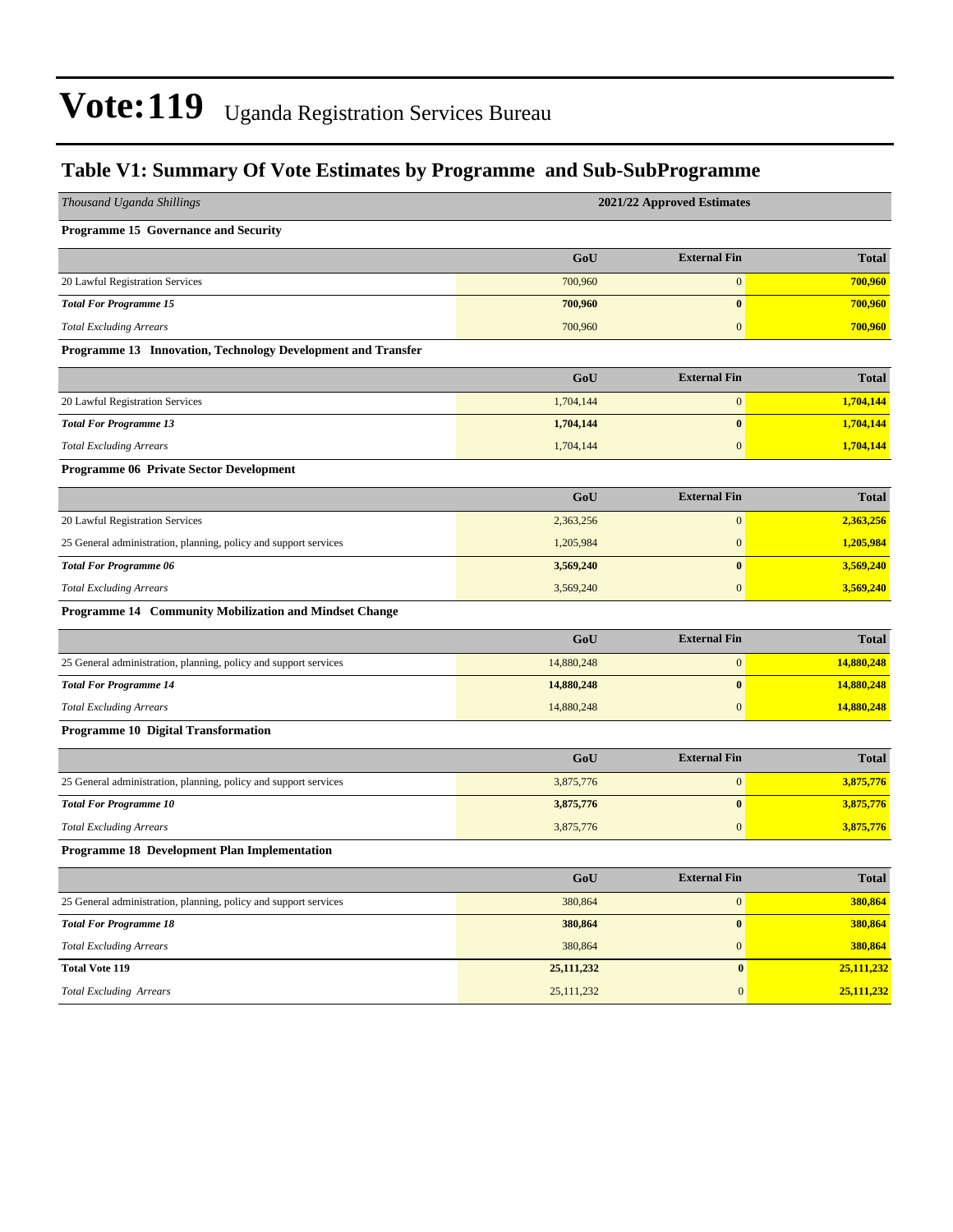# Vote:119 Uganda Registration Services Bureau

## Table V1: Summary Of Vote Estimates by Programme and Sub-SubProgramme

| *Thousand Uganda Shillings* | 2021/22 Approved Estimates | | |
|---|---|---|---|
| **Programme 15 Governance and Security** | | | |
| | **GoU** | **External Fin** | **Total** |
| 20 Lawful Registration Services | 700,960 | 0 | **700,960** |
| ***Total For Programme 15*** | **700,960** | **0** | **700,960** |
| *Total Excluding Arrears* | 700,960 | 0 | **700,960** |
| **Programme 13 Innovation, Technology Development and Transfer** | | | |
| | **GoU** | **External Fin** | **Total** |
| 20 Lawful Registration Services | 1,704,144 | 0 | **1,704,144** |
| ***Total For Programme 13*** | **1,704,144** | **0** | **1,704,144** |
| *Total Excluding Arrears* | 1,704,144 | 0 | **1,704,144** |
| **Programme 06 Private Sector Development** | | | |
| | **GoU** | **External Fin** | **Total** |
| 20 Lawful Registration Services | 2,363,256 | 0 | **2,363,256** |
| 25 General administration, planning, policy and support services | 1,205,984 | 0 | **1,205,984** |
| ***Total For Programme 06*** | **3,569,240** | **0** | **3,569,240** |
| *Total Excluding Arrears* | 3,569,240 | 0 | **3,569,240** |
| **Programme 14 Community Mobilization and Mindset Change** | | | |
| | **GoU** | **External Fin** | **Total** |
| 25 General administration, planning, policy and support services | 14,880,248 | 0 | **14,880,248** |
| ***Total For Programme 14*** | **14,880,248** | **0** | **14,880,248** |
| *Total Excluding Arrears* | 14,880,248 | 0 | **14,880,248** |
| **Programme 10 Digital Transformation** | | | |
| | **GoU** | **External Fin** | **Total** |
| 25 General administration, planning, policy and support services | 3,875,776 | 0 | **3,875,776** |
| ***Total For Programme 10*** | **3,875,776** | **0** | **3,875,776** |
| *Total Excluding Arrears* | 3,875,776 | 0 | **3,875,776** |
| **Programme 18 Development Plan Implementation** | | | |
| | **GoU** | **External Fin** | **Total** |
| 25 General administration, planning, policy and support services | 380,864 | 0 | **380,864** |
| ***Total For Programme 18*** | **380,864** | **0** | **380,864** |
| *Total Excluding Arrears* | 380,864 | 0 | **380,864** |
| **Total Vote 119** | **25,111,232** | **0** | **25,111,232** |
| *Total Excluding Arrears* | 25,111,232 | 0 | **25,111,232** |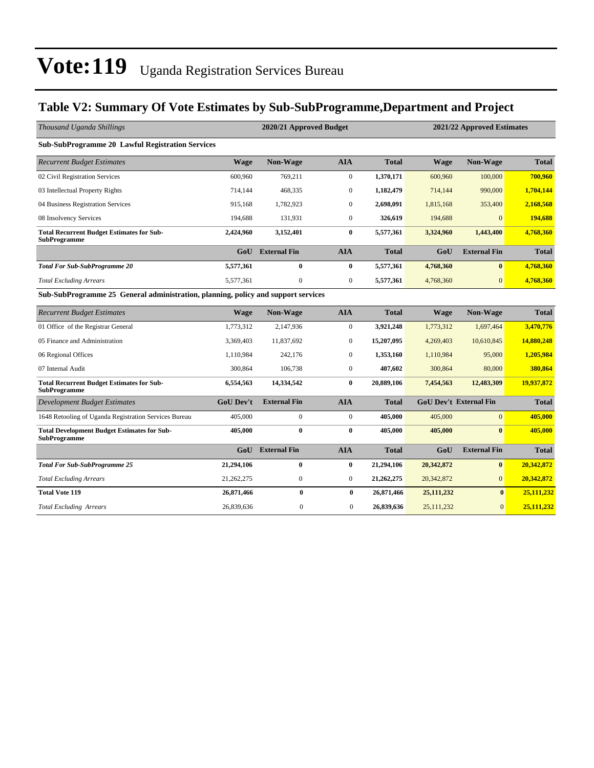# Vote:119 Uganda Registration Services Bureau

## Table V2: Summary Of Vote Estimates by Sub-SubProgramme,Department and Project

| *Thousand Uganda Shillings* | 2020/21 Approved Budget | | | | 2021/22 Approved Estimates | | |
|---|---|---|---|---|---|---|---|
| **Sub-SubProgramme 20 Lawful Registration Services** | | | | | | | |
| *Recurrent Budget Estimates* | **Wage** | **Non-Wage** | **AIA** | **Total** | **Wage** | **Non-Wage** | **Total** |
| 02 Civil Registration Services | 600,960 | 769,211 | 0 | **1,370,171** | 600,960 | 100,000 | **700,960** |
| 03 Intellectual Property Rights | 714,144 | 468,335 | 0 | **1,182,479** | 714,144 | 990,000 | **1,704,144** |
| 04 Business Registration Services | 915,168 | 1,782,923 | 0 | **2,698,091** | 1,815,168 | 353,400 | **2,168,568** |
| 08 Insolvency Services | 194,688 | 131,931 | 0 | **326,619** | 194,688 | 0 | **194,688** |
| **Total Recurrent Budget Estimates for Sub-SubProgramme** | **2,424,960** | **3,152,401** | **0** | **5,577,361** | **3,324,960** | **1,443,400** | **4,768,360** |
| | **GoU** | **External Fin** | **AIA** | **Total** | **GoU** | **External Fin** | **Total** |
| ***Total For Sub-SubProgramme 20*** | **5,577,361** | **0** | **0** | **5,577,361** | **4,768,360** | **0** | **4,768,360** |
| *Total Excluding Arrears* | 5,577,361 | 0 | 0 | **5,577,361** | 4,768,360 | 0 | **4,768,360** |
| **Sub-SubProgramme 25 General administration, planning, policy and support services** | | | | | | | |
| *Recurrent Budget Estimates* | **Wage** | **Non-Wage** | **AIA** | **Total** | **Wage** | **Non-Wage** | **Total** |
| 01 Office of the Registrar General | 1,773,312 | 2,147,936 | 0 | **3,921,248** | 1,773,312 | 1,697,464 | **3,470,776** |
| 05 Finance and Administration | 3,369,403 | 11,837,692 | 0 | **15,207,095** | 4,269,403 | 10,610,845 | **14,880,248** |
| 06 Regional Offices | 1,110,984 | 242,176 | 0 | **1,353,160** | 1,110,984 | 95,000 | **1,205,984** |
| 07 Internal Audit | 300,864 | 106,738 | 0 | **407,602** | 300,864 | 80,000 | **380,864** |
| **Total Recurrent Budget Estimates for Sub-SubProgramme** | **6,554,563** | **14,334,542** | **0** | **20,889,106** | **7,454,563** | **12,483,309** | **19,937,872** |
| *Development Budget Estimates* | **GoU Dev't** | **External Fin** | **AIA** | **Total** | **GoU Dev't** | **External Fin** | **Total** |
| 1648 Retooling of Uganda Registration Services Bureau | 405,000 | 0 | 0 | **405,000** | 405,000 | 0 | **405,000** |
| **Total Development Budget Estimates for Sub-SubProgramme** | **405,000** | **0** | **0** | **405,000** | **405,000** | **0** | **405,000** |
| | **GoU** | **External Fin** | **AIA** | **Total** | **GoU** | **External Fin** | **Total** |
| ***Total For Sub-SubProgramme 25*** | **21,294,106** | **0** | **0** | **21,294,106** | **20,342,872** | **0** | **20,342,872** |
| *Total Excluding Arrears* | 21,262,275 | 0 | 0 | **21,262,275** | 20,342,872 | 0 | **20,342,872** |
| **Total Vote 119** | **26,871,466** | **0** | **0** | **26,871,466** | **25,111,232** | **0** | **25,111,232** |
| *Total Excluding Arrears* | 26,839,636 | 0 | 0 | **26,839,636** | 25,111,232 | 0 | **25,111,232** |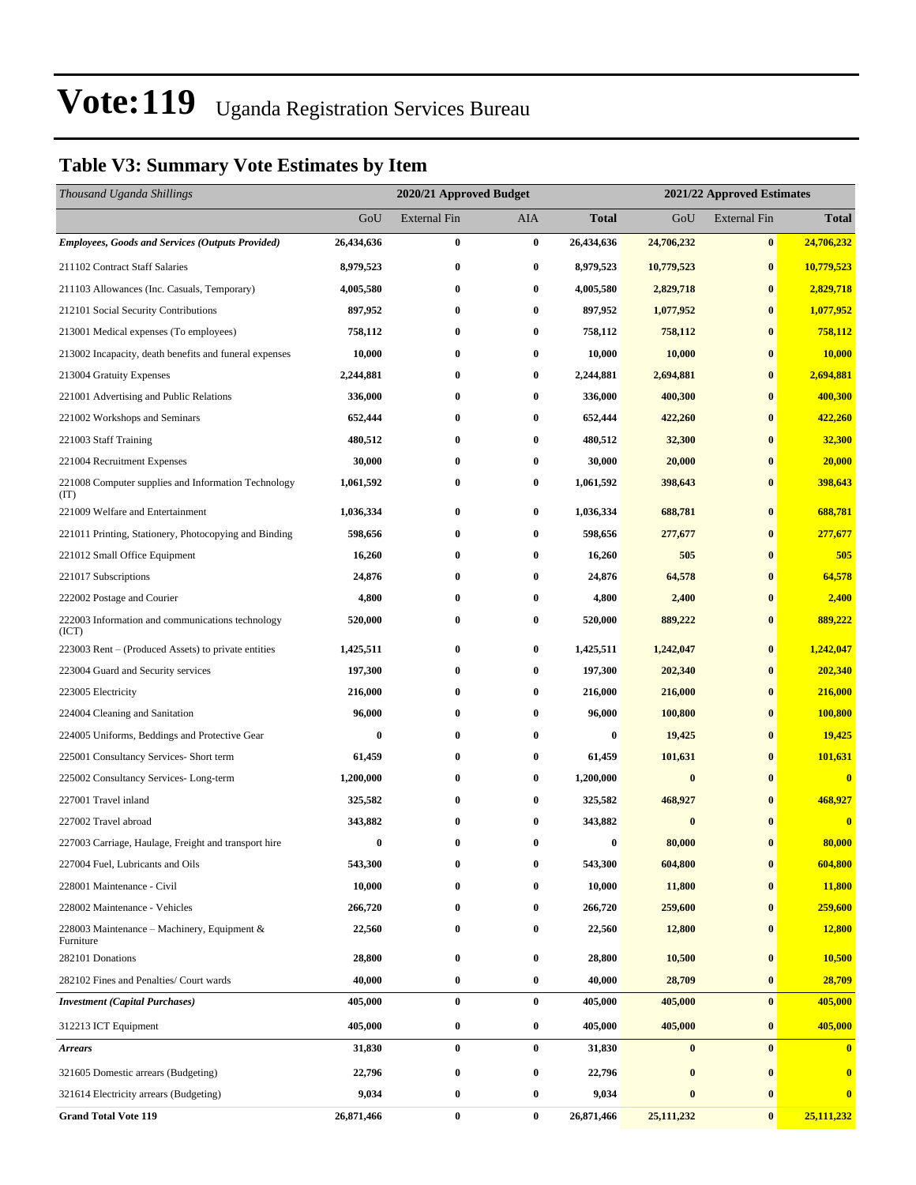# Vote:119 Uganda Registration Services Bureau

## Table V3: Summary Vote Estimates by Item

| Thousand Uganda Shillings | 2020/21 Approved Budget | | | | 2021/22 Approved Estimates | | |
|---|---|---|---|---|---|---|---|
| | GoU | External Fin | AIA | Total | GoU | External Fin | Total |
| ***Employees, Goods and Services (Outputs Provided)*** | **26,434,636** | **0** | **0** | **26,434,636** | **24,706,232** | **0** | **24,706,232** |
| 211102 Contract Staff Salaries | **8,979,523** | **0** | **0** | **8,979,523** | **10,779,523** | **0** | **10,779,523** |
| 211103 Allowances (Inc. Casuals, Temporary) | **4,005,580** | **0** | **0** | **4,005,580** | **2,829,718** | **0** | **2,829,718** |
| 212101 Social Security Contributions | **897,952** | **0** | **0** | **897,952** | **1,077,952** | **0** | **1,077,952** |
| 213001 Medical expenses (To employees) | **758,112** | **0** | **0** | **758,112** | **758,112** | **0** | **758,112** |
| 213002 Incapacity, death benefits and funeral expenses | **10,000** | **0** | **0** | **10,000** | **10,000** | **0** | **10,000** |
| 213004 Gratuity Expenses | **2,244,881** | **0** | **0** | **2,244,881** | **2,694,881** | **0** | **2,694,881** |
| 221001 Advertising and Public Relations | **336,000** | **0** | **0** | **336,000** | **400,300** | **0** | **400,300** |
| 221002 Workshops and Seminars | **652,444** | **0** | **0** | **652,444** | **422,260** | **0** | **422,260** |
| 221003 Staff Training | **480,512** | **0** | **0** | **480,512** | **32,300** | **0** | **32,300** |
| 221004 Recruitment Expenses | **30,000** | **0** | **0** | **30,000** | **20,000** | **0** | **20,000** |
| 221008 Computer supplies and Information Technology (IT) | **1,061,592** | **0** | **0** | **1,061,592** | **398,643** | **0** | **398,643** |
| 221009 Welfare and Entertainment | **1,036,334** | **0** | **0** | **1,036,334** | **688,781** | **0** | **688,781** |
| 221011 Printing, Stationery, Photocopying and Binding | **598,656** | **0** | **0** | **598,656** | **277,677** | **0** | **277,677** |
| 221012 Small Office Equipment | **16,260** | **0** | **0** | **16,260** | **505** | **0** | **505** |
| 221017 Subscriptions | **24,876** | **0** | **0** | **24,876** | **64,578** | **0** | **64,578** |
| 222002 Postage and Courier | **4,800** | **0** | **0** | **4,800** | **2,400** | **0** | **2,400** |
| 222003 Information and communications technology (ICT) | **520,000** | **0** | **0** | **520,000** | **889,222** | **0** | **889,222** |
| 223003 Rent – (Produced Assets) to private entities | **1,425,511** | **0** | **0** | **1,425,511** | **1,242,047** | **0** | **1,242,047** |
| 223004 Guard and Security services | **197,300** | **0** | **0** | **197,300** | **202,340** | **0** | **202,340** |
| 223005 Electricity | **216,000** | **0** | **0** | **216,000** | **216,000** | **0** | **216,000** |
| 224004 Cleaning and Sanitation | **96,000** | **0** | **0** | **96,000** | **100,800** | **0** | **100,800** |
| 224005 Uniforms, Beddings and Protective Gear | **0** | **0** | **0** | **0** | **19,425** | **0** | **19,425** |
| 225001 Consultancy Services- Short term | **61,459** | **0** | **0** | **61,459** | **101,631** | **0** | **101,631** |
| 225002 Consultancy Services- Long-term | **1,200,000** | **0** | **0** | **1,200,000** | **0** | **0** | **0** |
| 227001 Travel inland | **325,582** | **0** | **0** | **325,582** | **468,927** | **0** | **468,927** |
| 227002 Travel abroad | **343,882** | **0** | **0** | **343,882** | **0** | **0** | **0** |
| 227003 Carriage, Haulage, Freight and transport hire | **0** | **0** | **0** | **0** | **80,000** | **0** | **80,000** |
| 227004 Fuel, Lubricants and Oils | **543,300** | **0** | **0** | **543,300** | **604,800** | **0** | **604,800** |
| 228001 Maintenance - Civil | **10,000** | **0** | **0** | **10,000** | **11,800** | **0** | **11,800** |
| 228002 Maintenance - Vehicles | **266,720** | **0** | **0** | **266,720** | **259,600** | **0** | **259,600** |
| 228003 Maintenance – Machinery, Equipment & Furniture | **22,560** | **0** | **0** | **22,560** | **12,800** | **0** | **12,800** |
| 282101 Donations | **28,800** | **0** | **0** | **28,800** | **10,500** | **0** | **10,500** |
| 282102 Fines and Penalties/ Court wards | **40,000** | **0** | **0** | **40,000** | **28,709** | **0** | **28,709** |
| ***Investment (Capital Purchases)*** | **405,000** | **0** | **0** | **405,000** | **405,000** | **0** | **405,000** |
| 312213 ICT Equipment | **405,000** | **0** | **0** | **405,000** | **405,000** | **0** | **405,000** |
| ***Arrears*** | **31,830** | **0** | **0** | **31,830** | **0** | **0** | **0** |
| 321605 Domestic arrears (Budgeting) | **22,796** | **0** | **0** | **22,796** | **0** | **0** | **0** |
| 321614 Electricity arrears (Budgeting) | **9,034** | **0** | **0** | **9,034** | **0** | **0** | **0** |
| **Grand Total Vote 119** | **26,871,466** | **0** | **0** | **26,871,466** | **25,111,232** | **0** | **25,111,232** |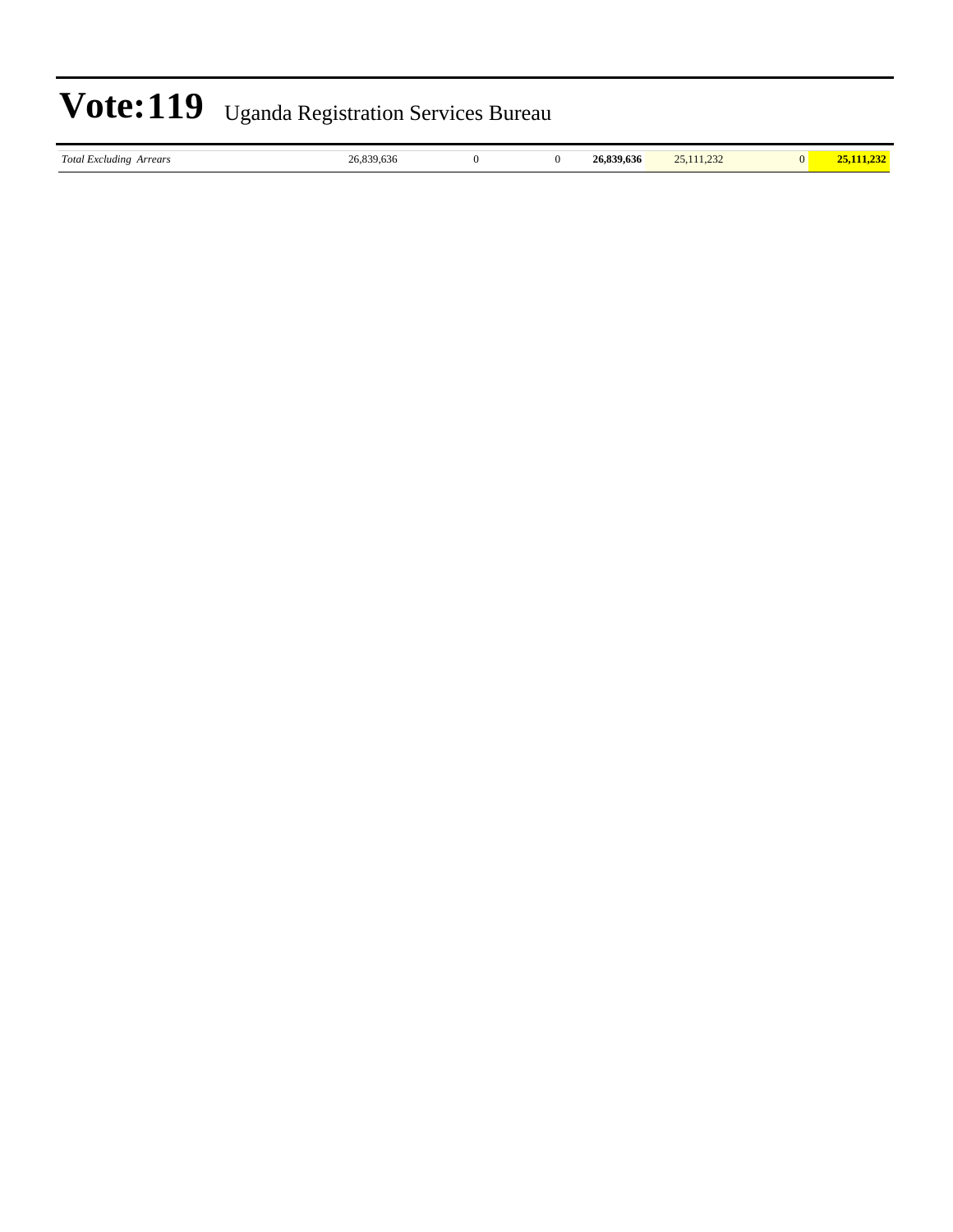| | | | | | | | |
|---|---|---|---|---|---|---|---|
| *Total Excluding Arrears* | 26,839,636 | 0 | 0 | **26,839,636** | 25,111,232 | 0 | **25,111,232** |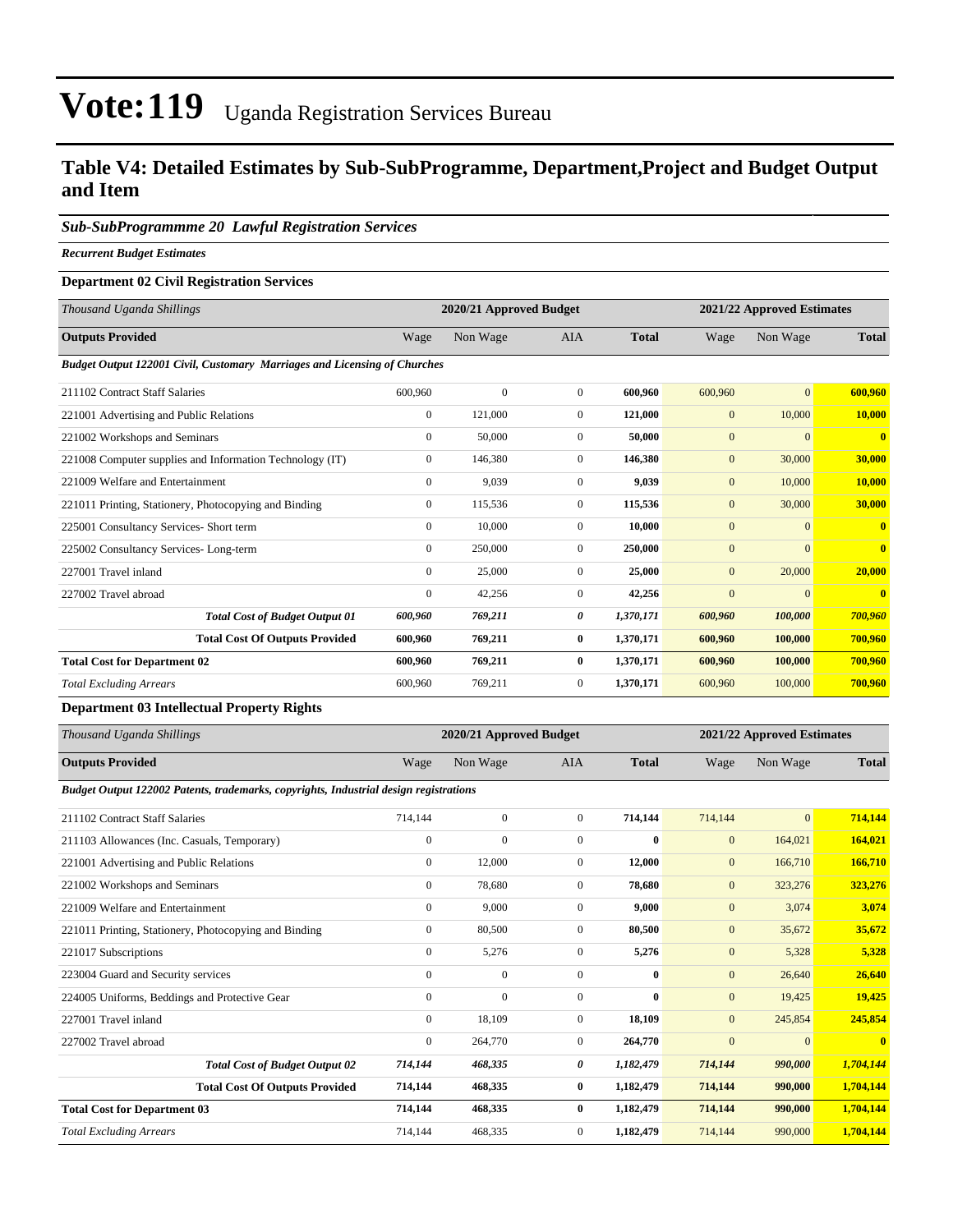# Vote:119 Uganda Registration Services Bureau

## Table V4: Detailed Estimates by Sub-SubProgramme, Department,Project and Budget Output and Item

### *Sub-SubProgrammme 20 Lawful Registration Services*

***Recurrent Budget Estimates***

**Department 02 Civil Registration Services**

| *Thousand Uganda Shillings* | 2020/21 Approved Budget | | | | 2021/22 Approved Estimates | | |
|---|---|---|---|---|---|---|---|
| **Outputs Provided** | Wage | Non Wage | AIA | **Total** | Wage | Non Wage | **Total** |
| ***Budget Output 122001 Civil, Customary Marriages and Licensing of Churches*** | | | | | | | |
| 211102 Contract Staff Salaries | 600,960 | 0 | 0 | **600,960** | 600,960 | 0 | **600,960** |
| 221001 Advertising and Public Relations | 0 | 121,000 | 0 | **121,000** | 0 | 10,000 | **10,000** |
| 221002 Workshops and Seminars | 0 | 50,000 | 0 | **50,000** | 0 | 0 | **0** |
| 221008 Computer supplies and Information Technology (IT) | 0 | 146,380 | 0 | **146,380** | 0 | 30,000 | **30,000** |
| 221009 Welfare and Entertainment | 0 | 9,039 | 0 | **9,039** | 0 | 10,000 | **10,000** |
| 221011 Printing, Stationery, Photocopying and Binding | 0 | 115,536 | 0 | **115,536** | 0 | 30,000 | **30,000** |
| 225001 Consultancy Services- Short term | 0 | 10,000 | 0 | **10,000** | 0 | 0 | **0** |
| 225002 Consultancy Services- Long-term | 0 | 250,000 | 0 | **250,000** | 0 | 0 | **0** |
| 227001 Travel inland | 0 | 25,000 | 0 | **25,000** | 0 | 20,000 | **20,000** |
| 227002 Travel abroad | 0 | 42,256 | 0 | **42,256** | 0 | 0 | **0** |
| ***Total Cost of Budget Output 01*** | ***600,960*** | ***769,211*** | ***0*** | ***1,370,171*** | ***600,960*** | ***100,000*** | ***700,960*** |
| **Total Cost Of Outputs Provided** | **600,960** | **769,211** | **0** | **1,370,171** | **600,960** | **100,000** | **700,960** |
| **Total Cost for Department 02** | **600,960** | **769,211** | **0** | **1,370,171** | **600,960** | **100,000** | **700,960** |
| *Total Excluding Arrears* | 600,960 | 769,211 | 0 | **1,370,171** | 600,960 | 100,000 | **700,960** |

**Department 03 Intellectual Property Rights**

| *Thousand Uganda Shillings* | 2020/21 Approved Budget | | | | 2021/22 Approved Estimates | | |
|---|---|---|---|---|---|---|---|
| **Outputs Provided** | Wage | Non Wage | AIA | **Total** | Wage | Non Wage | **Total** |
| ***Budget Output 122002 Patents, trademarks, copyrights, Industrial design registrations*** | | | | | | | |
| 211102 Contract Staff Salaries | 714,144 | 0 | 0 | **714,144** | 714,144 | 0 | **714,144** |
| 211103 Allowances (Inc. Casuals, Temporary) | 0 | 0 | 0 | **0** | 0 | 164,021 | **164,021** |
| 221001 Advertising and Public Relations | 0 | 12,000 | 0 | **12,000** | 0 | 166,710 | **166,710** |
| 221002 Workshops and Seminars | 0 | 78,680 | 0 | **78,680** | 0 | 323,276 | **323,276** |
| 221009 Welfare and Entertainment | 0 | 9,000 | 0 | **9,000** | 0 | 3,074 | **3,074** |
| 221011 Printing, Stationery, Photocopying and Binding | 0 | 80,500 | 0 | **80,500** | 0 | 35,672 | **35,672** |
| 221017 Subscriptions | 0 | 5,276 | 0 | **5,276** | 0 | 5,328 | **5,328** |
| 223004 Guard and Security services | 0 | 0 | 0 | **0** | 0 | 26,640 | **26,640** |
| 224005 Uniforms, Beddings and Protective Gear | 0 | 0 | 0 | **0** | 0 | 19,425 | **19,425** |
| 227001 Travel inland | 0 | 18,109 | 0 | **18,109** | 0 | 245,854 | **245,854** |
| 227002 Travel abroad | 0 | 264,770 | 0 | **264,770** | 0 | 0 | **0** |
| ***Total Cost of Budget Output 02*** | ***714,144*** | ***468,335*** | ***0*** | ***1,182,479*** | ***714,144*** | ***990,000*** | ***1,704,144*** |
| **Total Cost Of Outputs Provided** | **714,144** | **468,335** | **0** | **1,182,479** | **714,144** | **990,000** | **1,704,144** |
| **Total Cost for Department 03** | **714,144** | **468,335** | **0** | **1,182,479** | **714,144** | **990,000** | **1,704,144** |
| *Total Excluding Arrears* | 714,144 | 468,335 | 0 | **1,182,479** | 714,144 | 990,000 | **1,704,144** |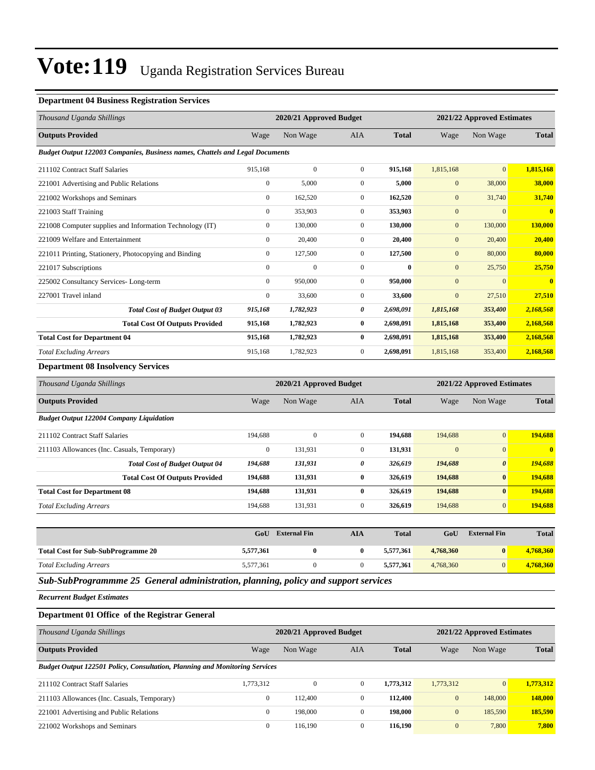# Vote:119 Uganda Registration Services Bureau

### Department 04 Business Registration Services

| *Thousand Uganda Shillings* | 2020/21 Approved Budget | | | | 2021/22 Approved Estimates | | |
|---|---|---|---|---|---|---|---|
| **Outputs Provided** | Wage | Non Wage | AIA | **Total** | Wage | Non Wage | **Total** |
| ***Budget Output 122003 Companies, Business names, Chattels and Legal Documents*** | | | | | | | |
| 211102 Contract Staff Salaries | 915,168 | 0 | 0 | **915,168** | 1,815,168 | 0 | **1,815,168** |
| 221001 Advertising and Public Relations | 0 | 5,000 | 0 | **5,000** | 0 | 38,000 | **38,000** |
| 221002 Workshops and Seminars | 0 | 162,520 | 0 | **162,520** | 0 | 31,740 | **31,740** |
| 221003 Staff Training | 0 | 353,903 | 0 | **353,903** | 0 | 0 | **0** |
| 221008 Computer supplies and Information Technology (IT) | 0 | 130,000 | 0 | **130,000** | 0 | 130,000 | **130,000** |
| 221009 Welfare and Entertainment | 0 | 20,400 | 0 | **20,400** | 0 | 20,400 | **20,400** |
| 221011 Printing, Stationery, Photocopying and Binding | 0 | 127,500 | 0 | **127,500** | 0 | 80,000 | **80,000** |
| 221017 Subscriptions | 0 | 0 | 0 | **0** | 0 | 25,750 | **25,750** |
| 225002 Consultancy Services- Long-term | 0 | 950,000 | 0 | **950,000** | 0 | 0 | **0** |
| 227001 Travel inland | 0 | 33,600 | 0 | **33,600** | 0 | 27,510 | **27,510** |
| ***Total Cost of Budget Output 03*** | ***915,168*** | ***1,782,923*** | ***0*** | ***2,698,091*** | ***1,815,168*** | ***353,400*** | ***2,168,568*** |
| **Total Cost Of Outputs Provided** | **915,168** | **1,782,923** | **0** | **2,698,091** | **1,815,168** | **353,400** | **2,168,568** |
| **Total Cost for Department 04** | **915,168** | **1,782,923** | **0** | **2,698,091** | **1,815,168** | **353,400** | **2,168,568** |
| *Total Excluding Arrears* | 915,168 | 1,782,923 | 0 | **2,698,091** | 1,815,168 | 353,400 | **2,168,568** |

### Department 08 Insolvency Services

| *Thousand Uganda Shillings* | 2020/21 Approved Budget | | | | 2021/22 Approved Estimates | | |
|---|---|---|---|---|---|---|---|
| **Outputs Provided** | Wage | Non Wage | AIA | **Total** | Wage | Non Wage | **Total** |
| ***Budget Output 122004 Company Liquidation*** | | | | | | | |
| 211102 Contract Staff Salaries | 194,688 | 0 | 0 | **194,688** | 194,688 | 0 | **194,688** |
| 211103 Allowances (Inc. Casuals, Temporary) | 0 | 131,931 | 0 | **131,931** | 0 | 0 | **0** |
| ***Total Cost of Budget Output 04*** | ***194,688*** | ***131,931*** | ***0*** | ***326,619*** | ***194,688*** | ***0*** | ***194,688*** |
| **Total Cost Of Outputs Provided** | **194,688** | **131,931** | **0** | **326,619** | **194,688** | **0** | **194,688** |
| **Total Cost for Department 08** | **194,688** | **131,931** | **0** | **326,619** | **194,688** | **0** | **194,688** |
| *Total Excluding Arrears* | 194,688 | 131,931 | 0 | **326,619** | 194,688 | 0 | **194,688** |

| | GoU | External Fin | AIA | Total | GoU | External Fin | Total |
|---|---|---|---|---|---|---|---|
| **Total Cost for Sub-SubProgramme 20** | **5,577,361** | **0** | **0** | **5,577,361** | **4,768,360** | **0** | **4,768,360** |
| *Total Excluding Arrears* | 5,577,361 | 0 | 0 | **5,577,361** | 4,768,360 | 0 | **4,768,360** |

## *Sub-SubProgrammme 25 General administration, planning, policy and support services*

***Recurrent Budget Estimates***

### Department 01 Office of the Registrar General

| *Thousand Uganda Shillings* | 2020/21 Approved Budget | | | | 2021/22 Approved Estimates | | |
|---|---|---|---|---|---|---|---|
| **Outputs Provided** | Wage | Non Wage | AIA | **Total** | Wage | Non Wage | **Total** |
| ***Budget Output 122501 Policy, Consultation, Planning and Monitoring Services*** | | | | | | | |
| 211102 Contract Staff Salaries | 1,773,312 | 0 | 0 | **1,773,312** | 1,773,312 | 0 | **1,773,312** |
| 211103 Allowances (Inc. Casuals, Temporary) | 0 | 112,400 | 0 | **112,400** | 0 | 148,000 | **148,000** |
| 221001 Advertising and Public Relations | 0 | 198,000 | 0 | **198,000** | 0 | 185,590 | **185,590** |
| 221002 Workshops and Seminars | 0 | 116,190 | 0 | **116,190** | 0 | 7,800 | **7,800** |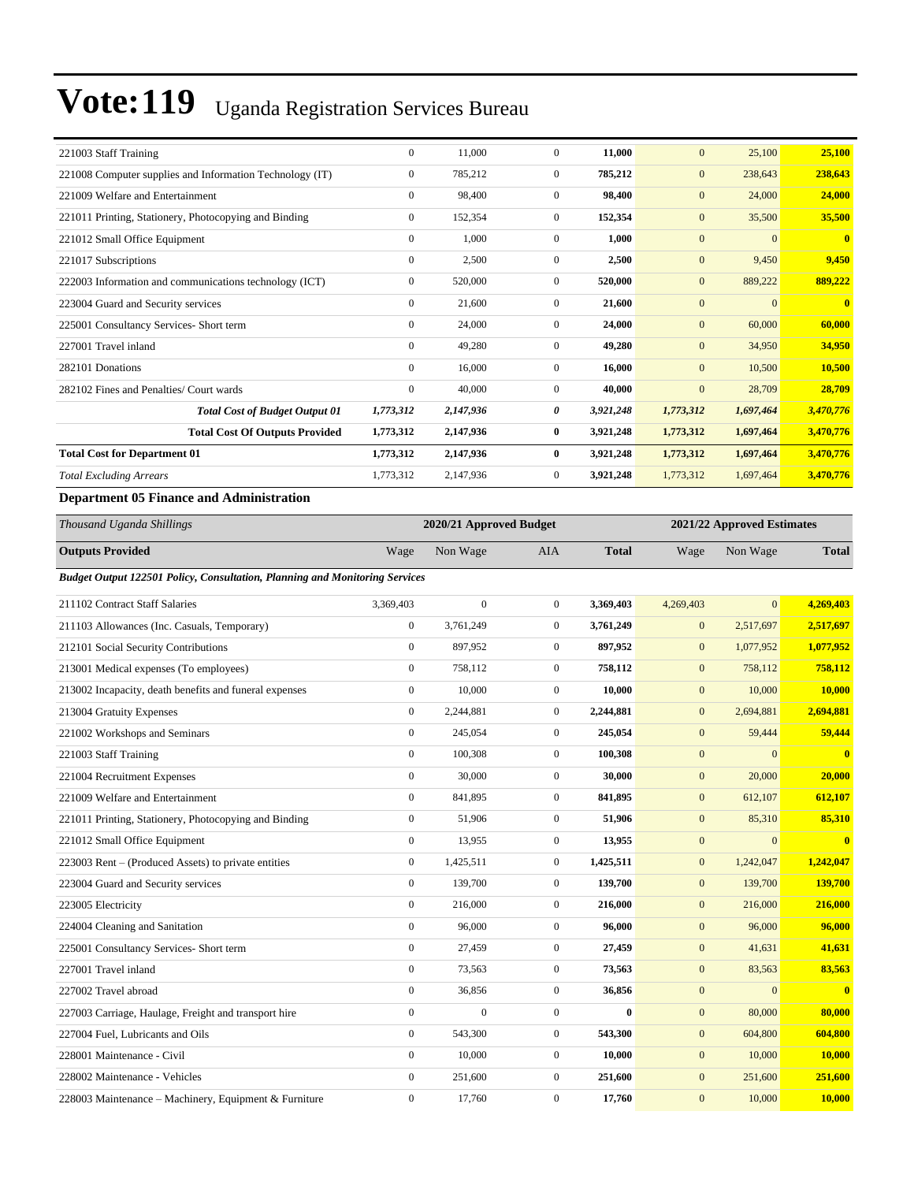# Vote:119 Uganda Registration Services Bureau

| | | | | | | | |
|---|---|---|---|---|---|---|---|
| 221003 Staff Training | 0 | 11,000 | 0 | **11,000** | 0 | 25,100 | **25,100** |
| 221008 Computer supplies and Information Technology (IT) | 0 | 785,212 | 0 | **785,212** | 0 | 238,643 | **238,643** |
| 221009 Welfare and Entertainment | 0 | 98,400 | 0 | **98,400** | 0 | 24,000 | **24,000** |
| 221011 Printing, Stationery, Photocopying and Binding | 0 | 152,354 | 0 | **152,354** | 0 | 35,500 | **35,500** |
| 221012 Small Office Equipment | 0 | 1,000 | 0 | **1,000** | 0 | 0 | **0** |
| 221017 Subscriptions | 0 | 2,500 | 0 | **2,500** | 0 | 9,450 | **9,450** |
| 222003 Information and communications technology (ICT) | 0 | 520,000 | 0 | **520,000** | 0 | 889,222 | **889,222** |
| 223004 Guard and Security services | 0 | 21,600 | 0 | **21,600** | 0 | 0 | **0** |
| 225001 Consultancy Services- Short term | 0 | 24,000 | 0 | **24,000** | 0 | 60,000 | **60,000** |
| 227001 Travel inland | 0 | 49,280 | 0 | **49,280** | 0 | 34,950 | **34,950** |
| 282101 Donations | 0 | 16,000 | 0 | **16,000** | 0 | 10,500 | **10,500** |
| 282102 Fines and Penalties/ Court wards | 0 | 40,000 | 0 | **40,000** | 0 | 28,709 | **28,709** |
| ***Total Cost of Budget Output 01*** | ***1,773,312*** | ***2,147,936*** | ***0*** | ***3,921,248*** | ***1,773,312*** | ***1,697,464*** | ***3,470,776*** |
| **Total Cost Of Outputs Provided** | **1,773,312** | **2,147,936** | **0** | **3,921,248** | **1,773,312** | **1,697,464** | **3,470,776** |
| **Total Cost for Department 01** | **1,773,312** | **2,147,936** | **0** | **3,921,248** | **1,773,312** | **1,697,464** | **3,470,776** |
| *Total Excluding Arrears* | 1,773,312 | 2,147,936 | 0 | **3,921,248** | 1,773,312 | 1,697,464 | **3,470,776** |

**Department 05 Finance and Administration**

| *Thousand Uganda Shillings* | 2020/21 Approved Budget | | | | 2021/22 Approved Estimates | | |
|---|---|---|---|---|---|---|---|
| **Outputs Provided** | Wage | Non Wage | AIA | **Total** | Wage | Non Wage | **Total** |
| ***Budget Output 122501 Policy, Consultation, Planning and Monitoring Services*** | | | | | | | |
| 211102 Contract Staff Salaries | 3,369,403 | 0 | 0 | **3,369,403** | 4,269,403 | 0 | **4,269,403** |
| 211103 Allowances (Inc. Casuals, Temporary) | 0 | 3,761,249 | 0 | **3,761,249** | 0 | 2,517,697 | **2,517,697** |
| 212101 Social Security Contributions | 0 | 897,952 | 0 | **897,952** | 0 | 1,077,952 | **1,077,952** |
| 213001 Medical expenses (To employees) | 0 | 758,112 | 0 | **758,112** | 0 | 758,112 | **758,112** |
| 213002 Incapacity, death benefits and funeral expenses | 0 | 10,000 | 0 | **10,000** | 0 | 10,000 | **10,000** |
| 213004 Gratuity Expenses | 0 | 2,244,881 | 0 | **2,244,881** | 0 | 2,694,881 | **2,694,881** |
| 221002 Workshops and Seminars | 0 | 245,054 | 0 | **245,054** | 0 | 59,444 | **59,444** |
| 221003 Staff Training | 0 | 100,308 | 0 | **100,308** | 0 | 0 | **0** |
| 221004 Recruitment Expenses | 0 | 30,000 | 0 | **30,000** | 0 | 20,000 | **20,000** |
| 221009 Welfare and Entertainment | 0 | 841,895 | 0 | **841,895** | 0 | 612,107 | **612,107** |
| 221011 Printing, Stationery, Photocopying and Binding | 0 | 51,906 | 0 | **51,906** | 0 | 85,310 | **85,310** |
| 221012 Small Office Equipment | 0 | 13,955 | 0 | **13,955** | 0 | 0 | **0** |
| 223003 Rent – (Produced Assets) to private entities | 0 | 1,425,511 | 0 | **1,425,511** | 0 | 1,242,047 | **1,242,047** |
| 223004 Guard and Security services | 0 | 139,700 | 0 | **139,700** | 0 | 139,700 | **139,700** |
| 223005 Electricity | 0 | 216,000 | 0 | **216,000** | 0 | 216,000 | **216,000** |
| 224004 Cleaning and Sanitation | 0 | 96,000 | 0 | **96,000** | 0 | 96,000 | **96,000** |
| 225001 Consultancy Services- Short term | 0 | 27,459 | 0 | **27,459** | 0 | 41,631 | **41,631** |
| 227001 Travel inland | 0 | 73,563 | 0 | **73,563** | 0 | 83,563 | **83,563** |
| 227002 Travel abroad | 0 | 36,856 | 0 | **36,856** | 0 | 0 | **0** |
| 227003 Carriage, Haulage, Freight and transport hire | 0 | 0 | 0 | **0** | 0 | 80,000 | **80,000** |
| 227004 Fuel, Lubricants and Oils | 0 | 543,300 | 0 | **543,300** | 0 | 604,800 | **604,800** |
| 228001 Maintenance - Civil | 0 | 10,000 | 0 | **10,000** | 0 | 10,000 | **10,000** |
| 228002 Maintenance - Vehicles | 0 | 251,600 | 0 | **251,600** | 0 | 251,600 | **251,600** |
| 228003 Maintenance – Machinery, Equipment & Furniture | 0 | 17,760 | 0 | **17,760** | 0 | 10,000 | **10,000** |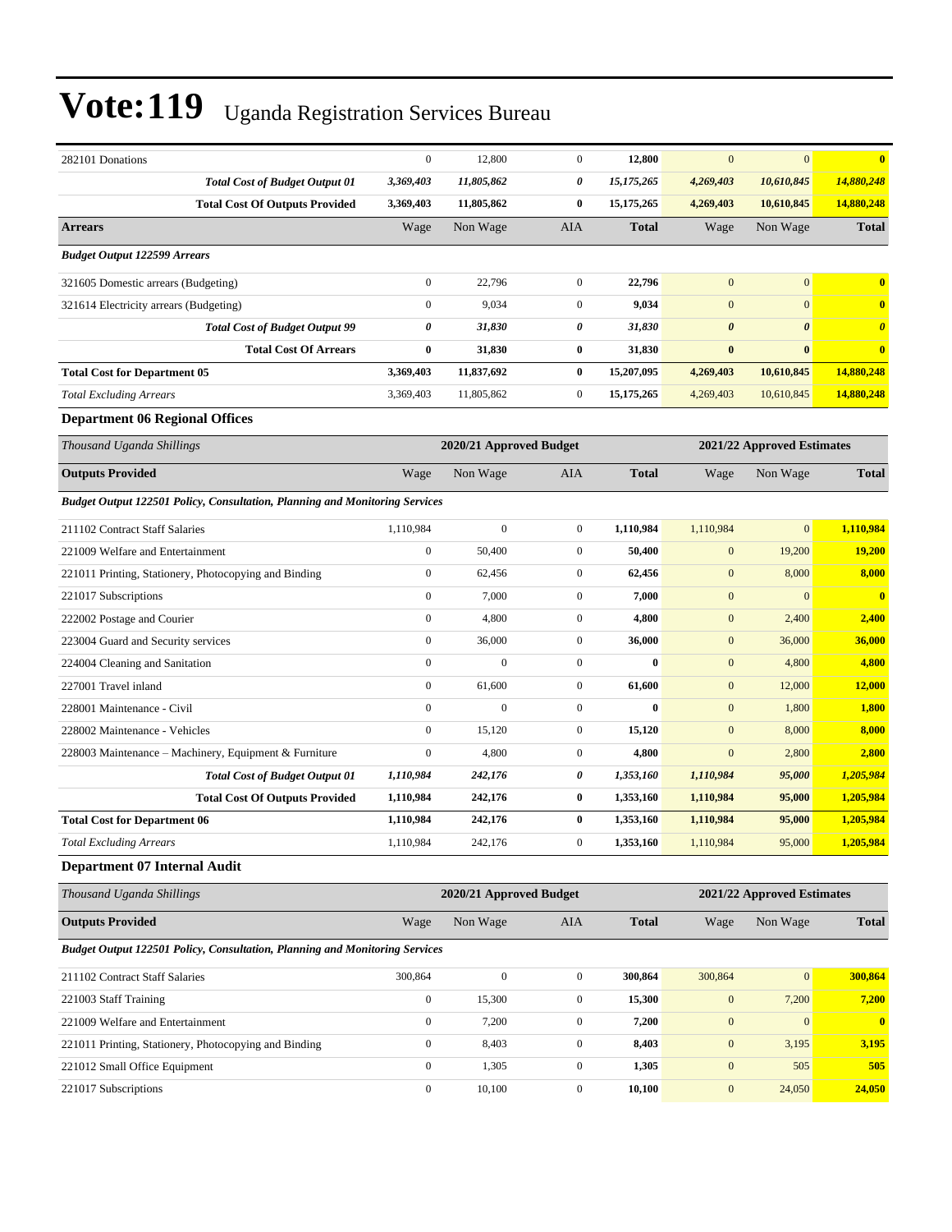# Vote:119 Uganda Registration Services Bureau

| | Wage | Non Wage | AIA | Total | Wage | Non Wage | Total |
|---|---|---|---|---|---|---|---|
| 282101 Donations | 0 | 12,800 | 0 | **12,800** | 0 | 0 | **0** |
| ***Total Cost of Budget Output 01*** | ***3,369,403*** | ***11,805,862*** | ***0*** | ***15,175,265*** | ***4,269,403*** | ***10,610,845*** | ***14,880,248*** |
| **Total Cost Of Outputs Provided** | **3,369,403** | **11,805,862** | **0** | **15,175,265** | **4,269,403** | **10,610,845** | **14,880,248** |
| **Arrears** | Wage | Non Wage | AIA | **Total** | Wage | Non Wage | **Total** |
| ***Budget Output 122599 Arrears*** | | | | | | | |
| 321605 Domestic arrears (Budgeting) | 0 | 22,796 | 0 | **22,796** | 0 | 0 | **0** |
| 321614 Electricity arrears (Budgeting) | 0 | 9,034 | 0 | **9,034** | 0 | 0 | **0** |
| ***Total Cost of Budget Output 99*** | ***0*** | ***31,830*** | ***0*** | ***31,830*** | ***0*** | ***0*** | ***0*** |
| **Total Cost Of Arrears** | **0** | **31,830** | **0** | **31,830** | **0** | **0** | **0** |
| **Total Cost for Department 05** | **3,369,403** | **11,837,692** | **0** | **15,207,095** | **4,269,403** | **10,610,845** | **14,880,248** |
| *Total Excluding Arrears* | 3,369,403 | 11,805,862 | 0 | **15,175,265** | 4,269,403 | 10,610,845 | **14,880,248** |

### Department 06 Regional Offices

| *Thousand Uganda Shillings* | 2020/21 Approved Budget | | | | 2021/22 Approved Estimates | | |
|---|---|---|---|---|---|---|---|
| **Outputs Provided** | Wage | Non Wage | AIA | **Total** | Wage | Non Wage | **Total** |
| ***Budget Output 122501 Policy, Consultation, Planning and Monitoring Services*** | | | | | | | |
| 211102 Contract Staff Salaries | 1,110,984 | 0 | 0 | **1,110,984** | 1,110,984 | 0 | **1,110,984** |
| 221009 Welfare and Entertainment | 0 | 50,400 | 0 | **50,400** | 0 | 19,200 | **19,200** |
| 221011 Printing, Stationery, Photocopying and Binding | 0 | 62,456 | 0 | **62,456** | 0 | 8,000 | **8,000** |
| 221017 Subscriptions | 0 | 7,000 | 0 | **7,000** | 0 | 0 | **0** |
| 222002 Postage and Courier | 0 | 4,800 | 0 | **4,800** | 0 | 2,400 | **2,400** |
| 223004 Guard and Security services | 0 | 36,000 | 0 | **36,000** | 0 | 36,000 | **36,000** |
| 224004 Cleaning and Sanitation | 0 | 0 | 0 | **0** | 0 | 4,800 | **4,800** |
| 227001 Travel inland | 0 | 61,600 | 0 | **61,600** | 0 | 12,000 | **12,000** |
| 228001 Maintenance - Civil | 0 | 0 | 0 | **0** | 0 | 1,800 | **1,800** |
| 228002 Maintenance - Vehicles | 0 | 15,120 | 0 | **15,120** | 0 | 8,000 | **8,000** |
| 228003 Maintenance – Machinery, Equipment & Furniture | 0 | 4,800 | 0 | **4,800** | 0 | 2,800 | **2,800** |
| ***Total Cost of Budget Output 01*** | ***1,110,984*** | ***242,176*** | ***0*** | ***1,353,160*** | ***1,110,984*** | ***95,000*** | ***1,205,984*** |
| **Total Cost Of Outputs Provided** | **1,110,984** | **242,176** | **0** | **1,353,160** | **1,110,984** | **95,000** | **1,205,984** |
| **Total Cost for Department 06** | **1,110,984** | **242,176** | **0** | **1,353,160** | **1,110,984** | **95,000** | **1,205,984** |
| *Total Excluding Arrears* | 1,110,984 | 242,176 | 0 | **1,353,160** | 1,110,984 | 95,000 | **1,205,984** |

### Department 07 Internal Audit

| *Thousand Uganda Shillings* | 2020/21 Approved Budget | | | | 2021/22 Approved Estimates | | |
|---|---|---|---|---|---|---|---|
| **Outputs Provided** | Wage | Non Wage | AIA | **Total** | Wage | Non Wage | **Total** |
| ***Budget Output 122501 Policy, Consultation, Planning and Monitoring Services*** | | | | | | | |
| 211102 Contract Staff Salaries | 300,864 | 0 | 0 | **300,864** | 300,864 | 0 | **300,864** |
| 221003 Staff Training | 0 | 15,300 | 0 | **15,300** | 0 | 7,200 | **7,200** |
| 221009 Welfare and Entertainment | 0 | 7,200 | 0 | **7,200** | 0 | 0 | **0** |
| 221011 Printing, Stationery, Photocopying and Binding | 0 | 8,403 | 0 | **8,403** | 0 | 3,195 | **3,195** |
| 221012 Small Office Equipment | 0 | 1,305 | 0 | **1,305** | 0 | 505 | **505** |
| 221017 Subscriptions | 0 | 10,100 | 0 | **10,100** | 0 | 24,050 | **24,050** |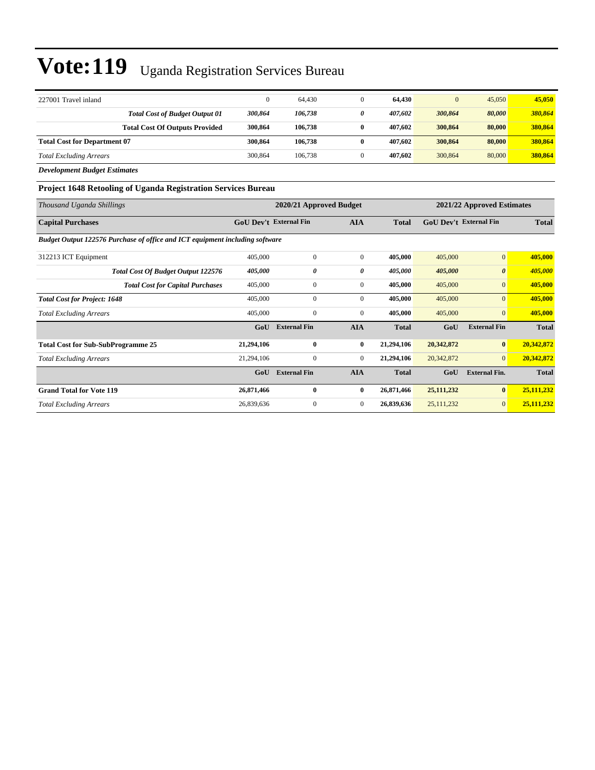# Vote:119 Uganda Registration Services Bureau

| | | | | | | | |
|---|---|---|---|---|---|---|---|
| 227001 Travel inland | 0 | 64,430 | 0 | **64,430** | 0 | 45,050 | **45,050** |
| ***Total Cost of Budget Output 01*** | ***300,864*** | ***106,738*** | ***0*** | ***407,602*** | ***300,864*** | ***80,000*** | ***380,864*** |
| **Total Cost Of Outputs Provided** | **300,864** | **106,738** | **0** | **407,602** | **300,864** | **80,000** | **380,864** |
| **Total Cost for Department 07** | **300,864** | **106,738** | **0** | **407,602** | **300,864** | **80,000** | **380,864** |
| *Total Excluding Arrears* | 300,864 | 106,738 | 0 | **407,602** | 300,864 | 80,000 | **380,864** |

***Development Budget Estimates***

## Project 1648 Retooling of Uganda Registration Services Bureau

| *Thousand Uganda Shillings* | 2020/21 Approved Budget | | | | 2021/22 Approved Estimates | | |
|---|---|---|---|---|---|---|---|
| **Capital Purchases** | **GoU Dev't** | **External Fin** | **AIA** | **Total** | **GoU Dev't** | **External Fin** | **Total** |
| ***Budget Output 122576 Purchase of office and ICT equipment including software*** | | | | | | | |
| 312213 ICT Equipment | 405,000 | 0 | 0 | **405,000** | 405,000 | 0 | **405,000** |
| ***Total Cost Of Budget Output 122576*** | ***405,000*** | ***0*** | ***0*** | ***405,000*** | ***405,000*** | ***0*** | ***405,000*** |
| ***Total Cost for Capital Purchases*** | 405,000 | 0 | 0 | **405,000** | 405,000 | 0 | **405,000** |
| ***Total Cost for Project: 1648*** | 405,000 | 0 | 0 | **405,000** | 405,000 | 0 | **405,000** |
| *Total Excluding Arrears* | 405,000 | 0 | 0 | **405,000** | 405,000 | 0 | **405,000** |
| | **GoU** | **External Fin** | **AIA** | **Total** | **GoU** | **External Fin** | **Total** |
| **Total Cost for Sub-SubProgramme 25** | **21,294,106** | **0** | **0** | **21,294,106** | **20,342,872** | **0** | **20,342,872** |
| *Total Excluding Arrears* | 21,294,106 | 0 | 0 | **21,294,106** | 20,342,872 | 0 | **20,342,872** |
| | **GoU** | **External Fin** | **AIA** | **Total** | **GoU** | **External Fin.** | **Total** |
| **Grand Total for Vote 119** | **26,871,466** | **0** | **0** | **26,871,466** | **25,111,232** | **0** | **25,111,232** |
| *Total Excluding Arrears* | 26,839,636 | 0 | 0 | **26,839,636** | 25,111,232 | 0 | **25,111,232** |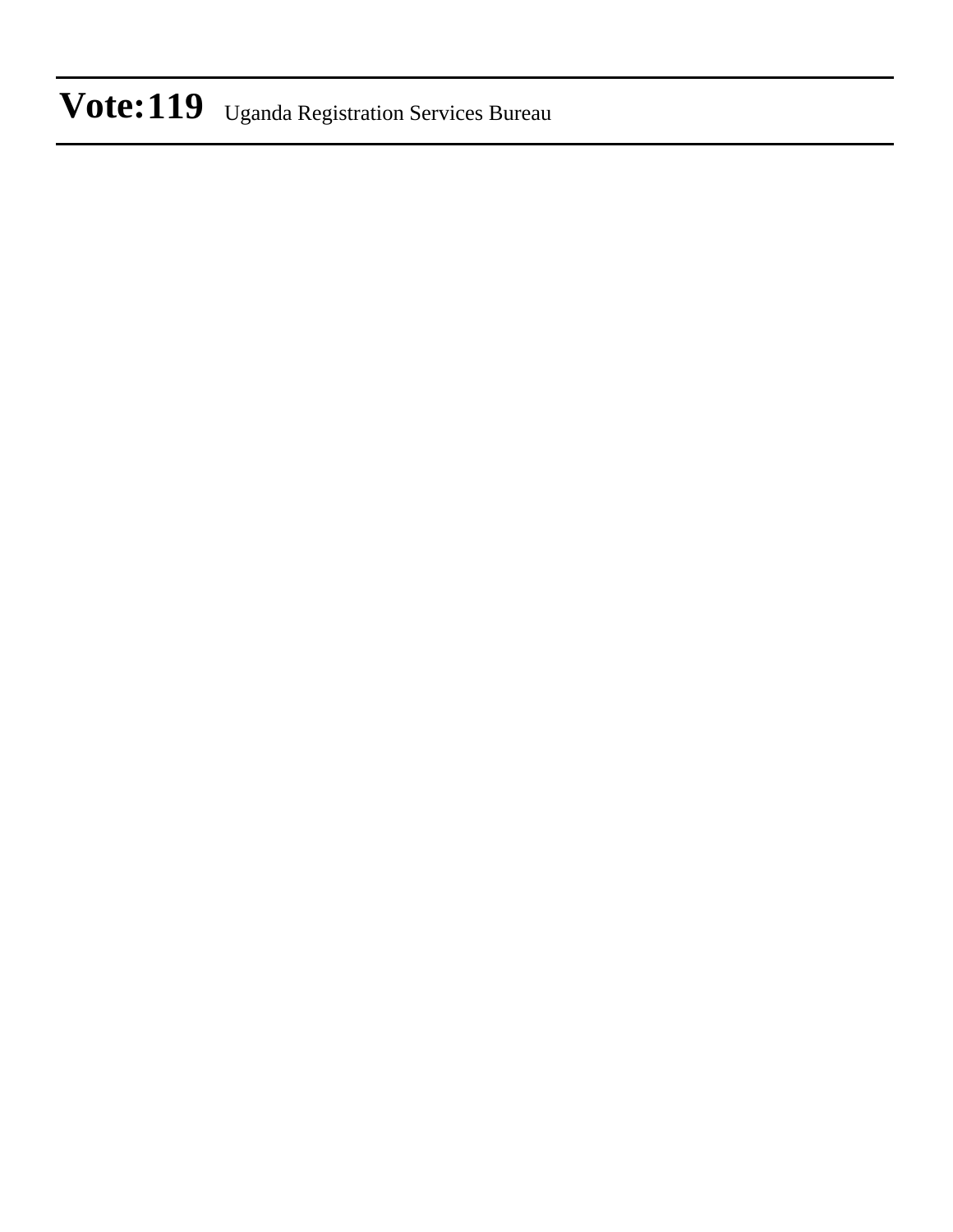**Vote:119** Uganda Registration Services Bureau